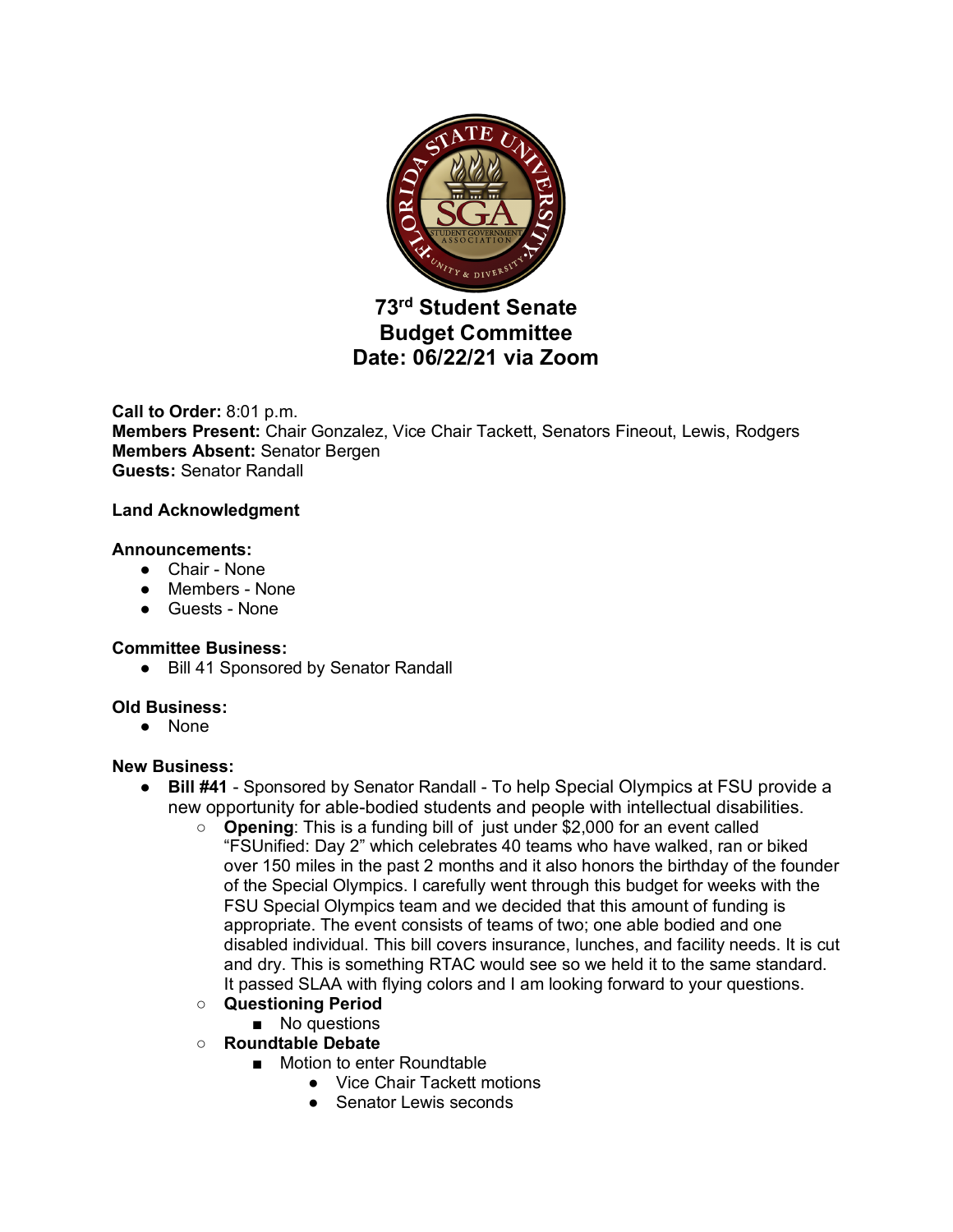# 73rd Student Senate
# Budget Committee
# Date: 06/22/21 via Zoom

**Call to Order:** 8:01 p.m.
**Members Present:** Chair Gonzalez, Vice Chair Tackett, Senators Fineout, Lewis, Rodgers
**Members Absent:** Senator Bergen
**Guests:** Senator Randall

**Land Acknowledgment**

**Announcements:**

- Chair - None
- Members - None
- Guests - None

**Committee Business:**

- Bill 41 Sponsored by Senator Randall

**Old Business:**

- None

**New Business:**

- **Bill #41** - Sponsored by Senator Randall - To help Special Olympics at FSU provide a new opportunity for able-bodied students and people with intellectual disabilities.
    - **Opening**: This is a funding bill of just under $2,000 for an event called "FSUnified: Day 2" which celebrates 40 teams who have walked, ran or biked over 150 miles in the past 2 months and it also honors the birthday of the founder of the Special Olympics. I carefully went through this budget for weeks with the FSU Special Olympics team and we decided that this amount of funding is appropriate. The event consists of teams of two; one able bodied and one disabled individual. This bill covers insurance, lunches, and facility needs. It is cut and dry. This is something RTAC would see so we held it to the same standard. It passed SLAA with flying colors and I am looking forward to your questions.
    - **Questioning Period**
        - No questions
    - **Roundtable Debate**
        - Motion to enter Roundtable
            - Vice Chair Tackett motions
            - Senator Lewis seconds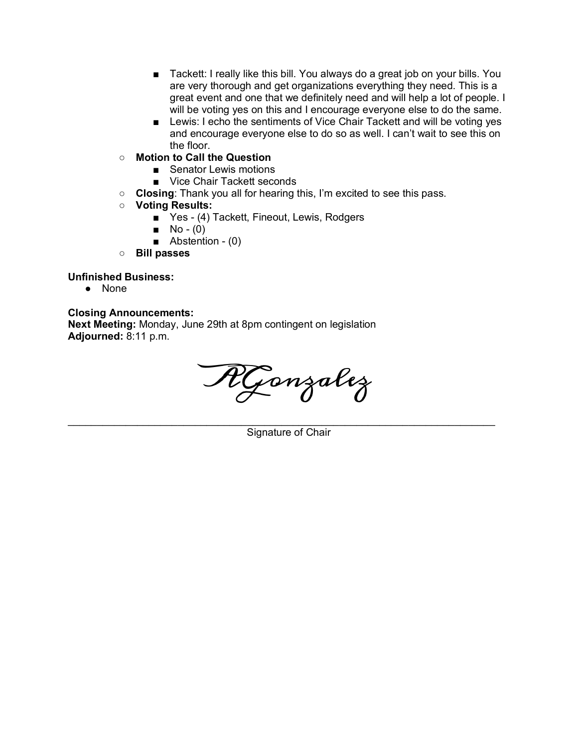- Tackett: I really like this bill. You always do a great job on your bills. You are very thorough and get organizations everything they need. This is a great event and one that we definitely need and will help a lot of people. I will be voting yes on this and I encourage everyone else to do the same.
        - Lewis: I echo the sentiments of Vice Chair Tackett and will be voting yes and encourage everyone else to do so as well. I can't wait to see this on the floor.
    - **Motion to Call the Question**
        - Senator Lewis motions
        - Vice Chair Tackett seconds
    - **Closing**: Thank you all for hearing this, I'm excited to see this pass.
    - **Voting Results:**
        - Yes - (4) Tackett, Fineout, Lewis, Rodgers
        - No - (0)
        - Abstention - (0)
    - **Bill passes**

**Unfinished Business:**

- None

**Closing Announcements:**
**Next Meeting:** Monday, June 29th at 8pm contingent on legislation
**Adjourned:** 8:11 p.m.

AGonzalez

\_\_\_\_\_\_\_\_\_\_\_\_\_\_\_\_\_\_\_\_\_\_\_\_\_\_\_\_\_\_\_\_\_\_\_\_\_\_\_\_\_\_\_\_\_\_\_\_\_\_\_\_\_\_\_\_\_\_\_\_
Signature of Chair